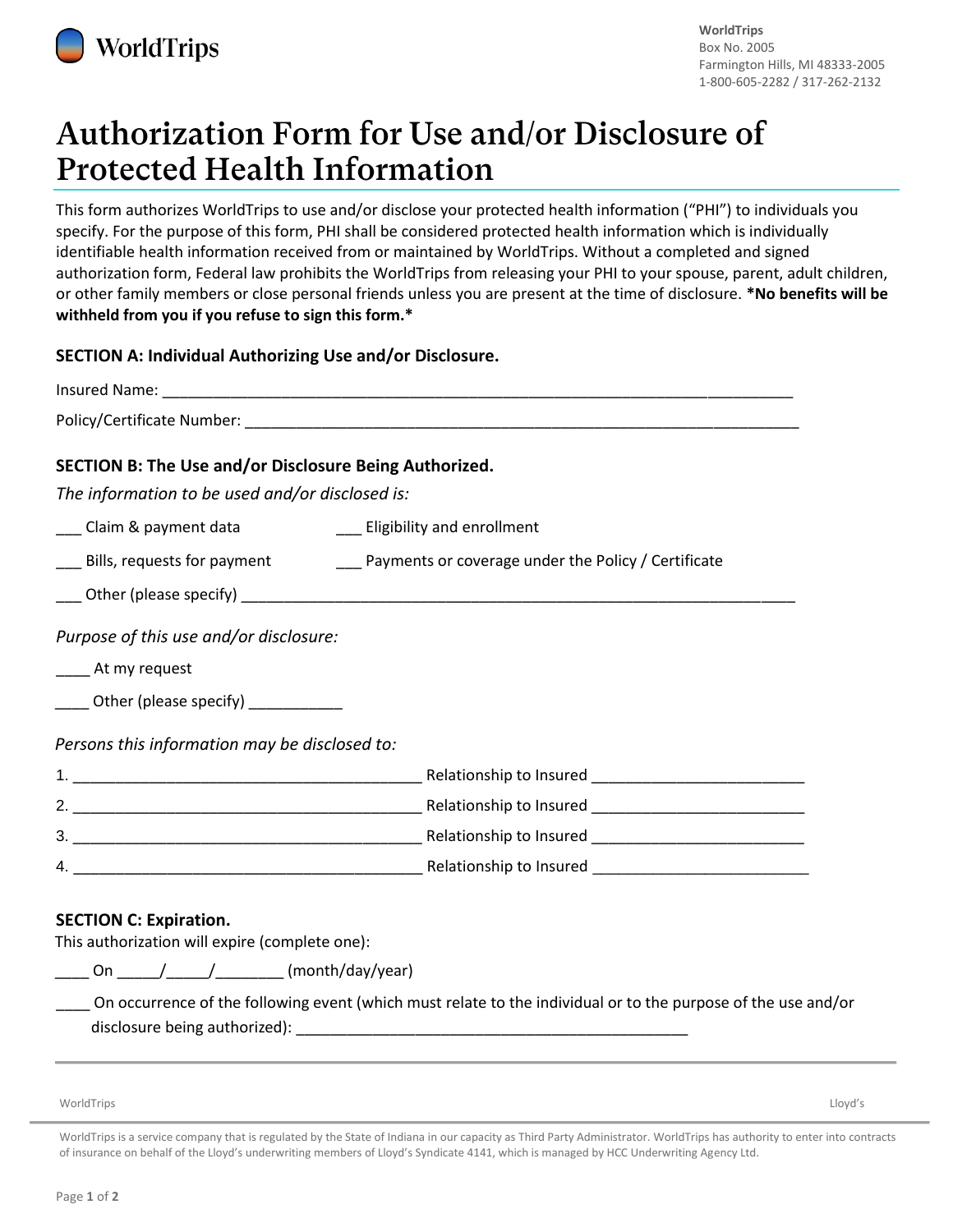WorldTrips
Box No. 2005
Farmington Hills, MI 48333-2005
1-800-605-2282 / 317-262-2132

# Authorization Form for Use and/or Disclosure of Protected Health Information

This form authorizes WorldTrips to use and/or disclose your protected health information ("PHI") to individuals you specify. For the purpose of this form, PHI shall be considered protected health information which is individually identifiable health information received from or maintained by WorldTrips. Without a completed and signed authorization form, Federal law prohibits the WorldTrips from releasing your PHI to your spouse, parent, adult children, or other family members or close personal friends unless you are present at the time of disclosure. ***No benefits will be withheld from you if you refuse to sign this form.***

### SECTION A: Individual Authorizing Use and/or Disclosure.

Insured Name: ___________________________________________________________________________

Policy/Certificate Number: ______________________________________________________________________

### SECTION B: The Use and/or Disclosure Being Authorized.

*The information to be used and/or disclosed is:*

___ Claim & payment data ___ Eligibility and enrollment

___ Bills, requests for payment ___ Payments or coverage under the Policy / Certificate

___ Other (please specify) ______________________________________________________________________

*Purpose of this use and/or disclosure:*

____ At my request

____ Other (please specify) ___________

*Persons this information may be disclosed to:*

1. __________________________________________ Relationship to Insured __________________________
2. __________________________________________ Relationship to Insured __________________________
3. __________________________________________ Relationship to Insured __________________________
4. __________________________________________ Relationship to Insured __________________________

### SECTION C: Expiration.

This authorization will expire (complete one):

____ On _____/_____/________ (month/day/year)

____ On occurrence of the following event (which must relate to the individual or to the purpose of the use and/or disclosure being authorized): _________________________________________________

WorldTrips is a service company that is regulated by the State of Indiana in our capacity as Third Party Administrator. WorldTrips has authority to enter into contracts of insurance on behalf of the Lloyd's underwriting members of Lloyd's Syndicate 4141, which is managed by HCC Underwriting Agency Ltd.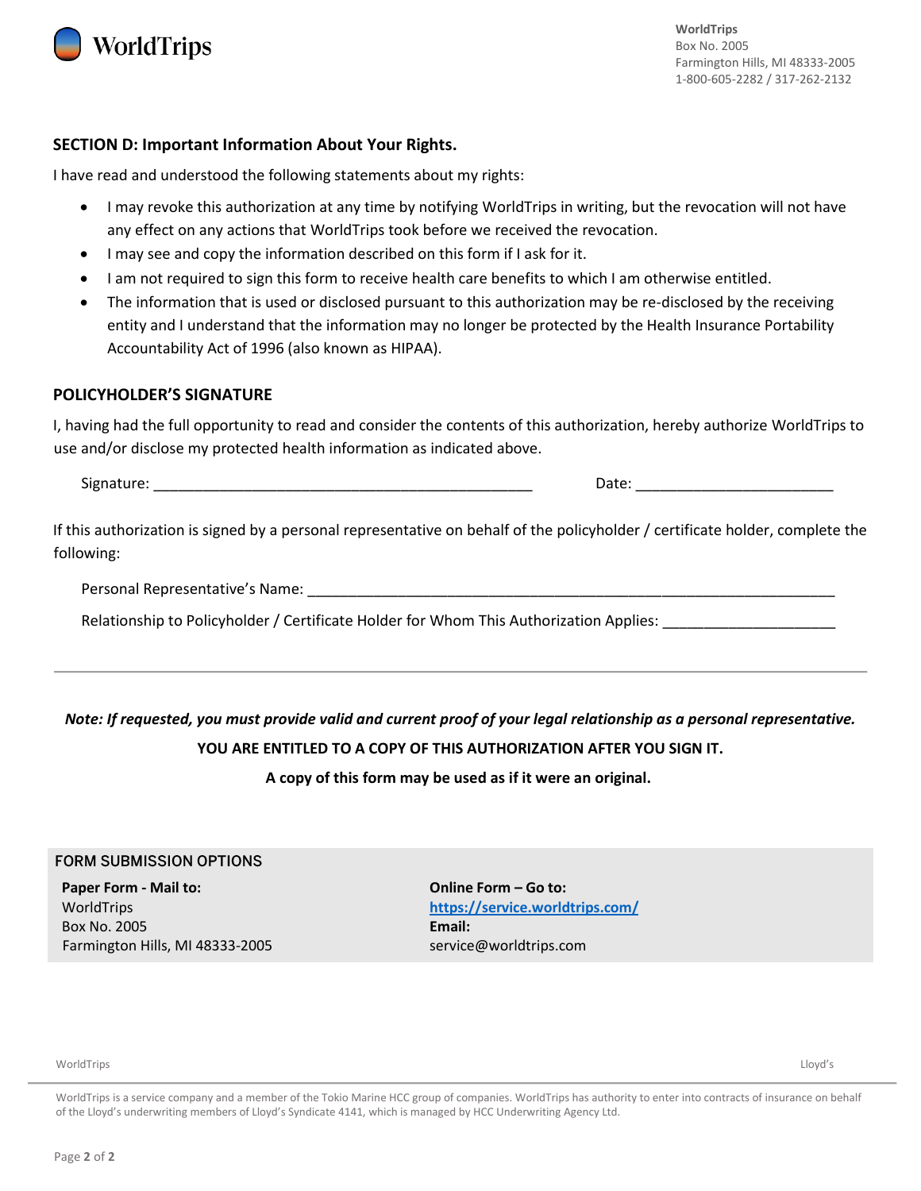WorldTrips
Box No. 2005
Farmington Hills, MI 48333-2005
1-800-605-2282 / 317-262-2132

## SECTION D: Important Information About Your Rights.

I have read and understood the following statements about my rights:

- I may revoke this authorization at any time by notifying WorldTrips in writing, but the revocation will not have any effect on any actions that WorldTrips took before we received the revocation.
- I may see and copy the information described on this form if I ask for it.
- I am not required to sign this form to receive health care benefits to which I am otherwise entitled.
- The information that is used or disclosed pursuant to this authorization may be re-disclosed by the receiving entity and I understand that the information may no longer be protected by the Health Insurance Portability Accountability Act of 1996 (also known as HIPAA).

## POLICYHOLDER'S SIGNATURE

I, having had the full opportunity to read and consider the contents of this authorization, hereby authorize WorldTrips to use and/or disclose my protected health information as indicated above.

Signature: ________________________________________________ Date: _________________________

If this authorization is signed by a personal representative on behalf of the policyholder / certificate holder, complete the following:

Personal Representative's Name: ____________________________________________________________________

Relationship to Policyholder / Certificate Holder for Whom This Authorization Applies: _____________________

---

***Note: If requested, you must provide valid and current proof of your legal relationship as a personal representative.***

**YOU ARE ENTITLED TO A COPY OF THIS AUTHORIZATION AFTER YOU SIGN IT.**

**A copy of this form may be used as if it were an original.**

### FORM SUBMISSION OPTIONS

**Paper Form - Mail to:**
WorldTrips
Box No. 2005
Farmington Hills, MI 48333-2005

**Online Form – Go to:**
https://service.worldtrips.com/
**Email:**
service@worldtrips.com

WorldTrips is a service company and a member of the Tokio Marine HCC group of companies. WorldTrips has authority to enter into contracts of insurance on behalf of the Lloyd's underwriting members of Lloyd's Syndicate 4141, which is managed by HCC Underwriting Agency Ltd.